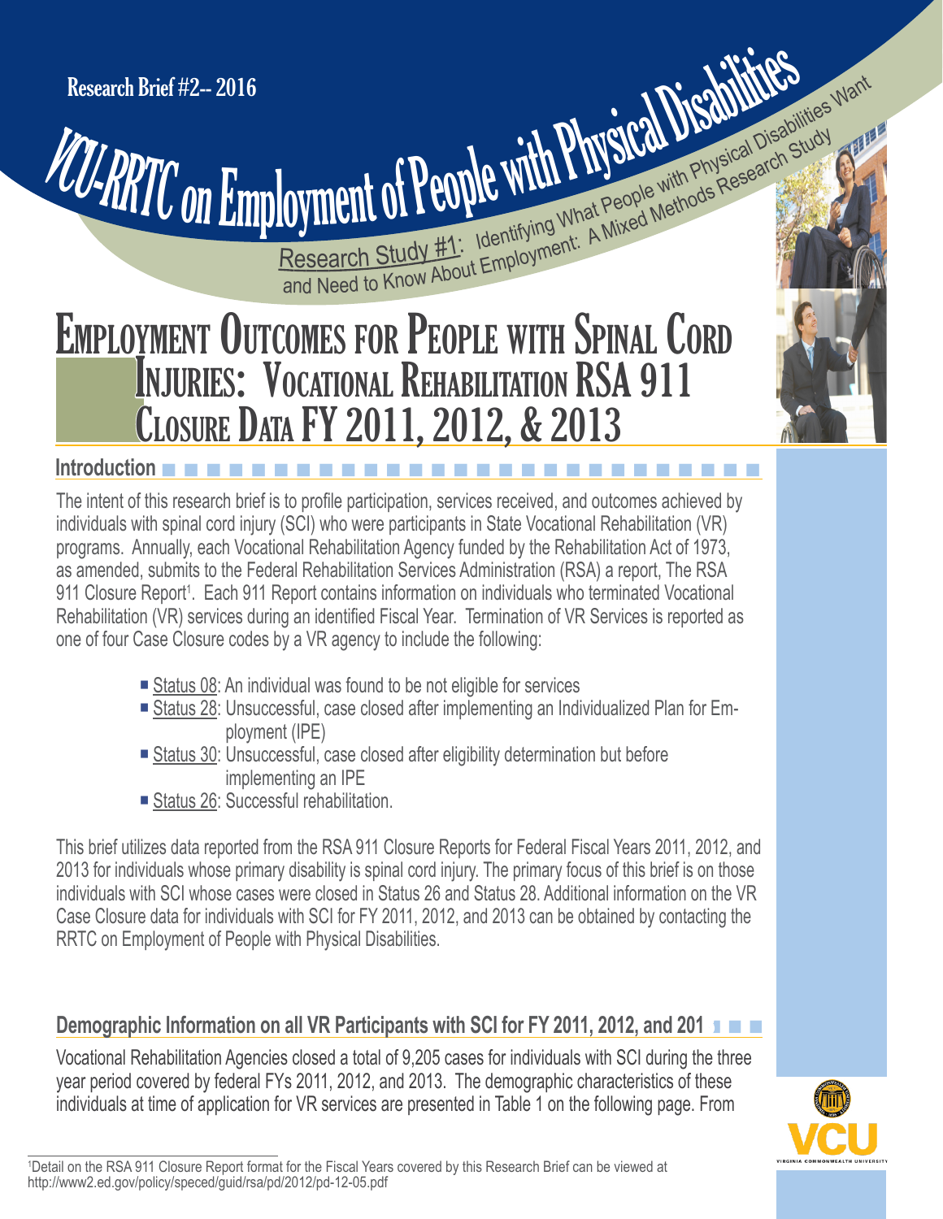Research Brief #2-- 2016

# VCU-RRTC on Employment of People with Physical Disabilities

Research Study #1: Identifying What People with Physical Disabilities Want and Need to Know About Employment: A Mixed Methods Research Study

# Employment Outcomes for People with Spinal Cord Injuries: Vocational Rehabilitation RSA 911 Closure Data FY 2011, 2012, & 2013

## Introduction

The intent of this research brief is to profile participation, services received, and outcomes achieved by individuals with spinal cord injury (SCI) who were participants in State Vocational Rehabilitation (VR) programs. Annually, each Vocational Rehabilitation Agency funded by the Rehabilitation Act of 1973, as amended, submits to the Federal Rehabilitation Services Administration (RSA) a report, The RSA 911 Closure Report[1]. Each 911 Report contains information on individuals who terminated Vocational Rehabilitation (VR) services during an identified Fiscal Year. Termination of VR Services is reported as one of four Case Closure codes by a VR agency to include the following:

- Status 08: An individual was found to be not eligible for services
- Status 28: Unsuccessful, case closed after implementing an Individualized Plan for Employment (IPE)
- Status 30: Unsuccessful, case closed after eligibility determination but before implementing an IPE
- Status 26: Successful rehabilitation.

This brief utilizes data reported from the RSA 911 Closure Reports for Federal Fiscal Years 2011, 2012, and 2013 for individuals whose primary disability is spinal cord injury. The primary focus of this brief is on those individuals with SCI whose cases were closed in Status 26 and Status 28. Additional information on the VR Case Closure data for individuals with SCI for FY 2011, 2012, and 2013 can be obtained by contacting the RRTC on Employment of People with Physical Disabilities.

## Demographic Information on all VR Participants with SCI for FY 2011, 2012, and 201

Vocational Rehabilitation Agencies closed a total of 9,205 cases for individuals with SCI during the three year period covered by federal FYs 2011, 2012, and 2013. The demographic characteristics of these individuals at time of application for VR services are presented in Table 1 on the following page. From

[1]Detail on the RSA 911 Closure Report format for the Fiscal Years covered by this Research Brief can be viewed at http://www2.ed.gov/policy/speced/guid/rsa/pd/2012/pd-12-05.pdf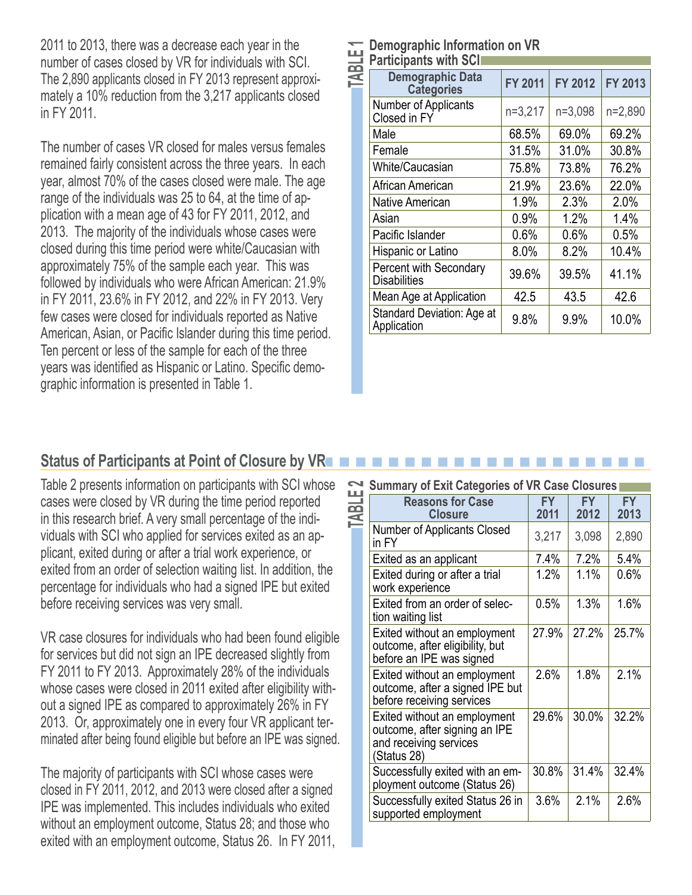2011 to 2013, there was a decrease each year in the number of cases closed by VR for individuals with SCI. The 2,890 applicants closed in FY 2013 represent approximately a 10% reduction from the 3,217 applicants closed in FY 2011.

The number of cases VR closed for males versus females remained fairly consistent across the three years. In each year, almost 70% of the cases closed were male. The age range of the individuals was 25 to 64, at the time of application with a mean age of 43 for FY 2011, 2012, and 2013. The majority of the individuals whose cases were closed during this time period were white/Caucasian with approximately 75% of the sample each year. This was followed by individuals who were African American: 21.9% in FY 2011, 23.6% in FY 2012, and 22% in FY 2013. Very few cases were closed for individuals reported as Native American, Asian, or Pacific Islander during this time period. Ten percent or less of the sample for each of the three years was identified as Hispanic or Latino. Specific demographic information is presented in Table 1.

**TABLE 1 Demographic Information on VR Participants with SCI**

| Demographic Data Categories | FY 2011 | FY 2012 | FY 2013 |
|---|---|---|---|
| Number of Applicants Closed in FY | n=3,217 | n=3,098 | n=2,890 |
| Male | 68.5% | 69.0% | 69.2% |
| Female | 31.5% | 31.0% | 30.8% |
| White/Caucasian | 75.8% | 73.8% | 76.2% |
| African American | 21.9% | 23.6% | 22.0% |
| Native American | 1.9% | 2.3% | 2.0% |
| Asian | 0.9% | 1.2% | 1.4% |
| Pacific Islander | 0.6% | 0.6% | 0.5% |
| Hispanic or Latino | 8.0% | 8.2% | 10.4% |
| Percent with Secondary Disabilities | 39.6% | 39.5% | 41.1% |
| Mean Age at Application | 42.5 | 43.5 | 42.6 |
| Standard Deviation: Age at Application | 9.8% | 9.9% | 10.0% |

## Status of Participants at Point of Closure by VR

Table 2 presents information on participants with SCI whose cases were closed by VR during the time period reported in this research brief. A very small percentage of the individuals with SCI who applied for services exited as an applicant, exited during or after a trial work experience, or exited from an order of selection waiting list. In addition, the percentage for individuals who had a signed IPE but exited before receiving services was very small.

VR case closures for individuals who had been found eligible for services but did not sign an IPE decreased slightly from FY 2011 to FY 2013. Approximately 28% of the individuals whose cases were closed in 2011 exited after eligibility without a signed IPE as compared to approximately 26% in FY 2013. Or, approximately one in every four VR applicant terminated after being found eligible but before an IPE was signed.

The majority of participants with SCI whose cases were closed in FY 2011, 2012, and 2013 were closed after a signed IPE was implemented. This includes individuals who exited without an employment outcome, Status 28; and those who exited with an employment outcome, Status 26. In FY 2011,

**TABLE 2 Summary of Exit Categories of VR Case Closures**

| Reasons for Case Closure | FY 2011 | FY 2012 | FY 2013 |
|---|---|---|---|
| Number of Applicants Closed in FY | 3,217 | 3,098 | 2,890 |
| Exited as an applicant | 7.4% | 7.2% | 5.4% |
| Exited during or after a trial work experience | 1.2% | 1.1% | 0.6% |
| Exited from an order of selection waiting list | 0.5% | 1.3% | 1.6% |
| Exited without an employment outcome, after eligibility, but before an IPE was signed | 27.9% | 27.2% | 25.7% |
| Exited without an employment outcome, after a signed IPE but before receiving services | 2.6% | 1.8% | 2.1% |
| Exited without an employment outcome, after signing an IPE and receiving services (Status 28) | 29.6% | 30.0% | 32.2% |
| Successfully exited with an employment outcome (Status 26) | 30.8% | 31.4% | 32.4% |
| Successfully exited Status 26 in supported employment | 3.6% | 2.1% | 2.6% |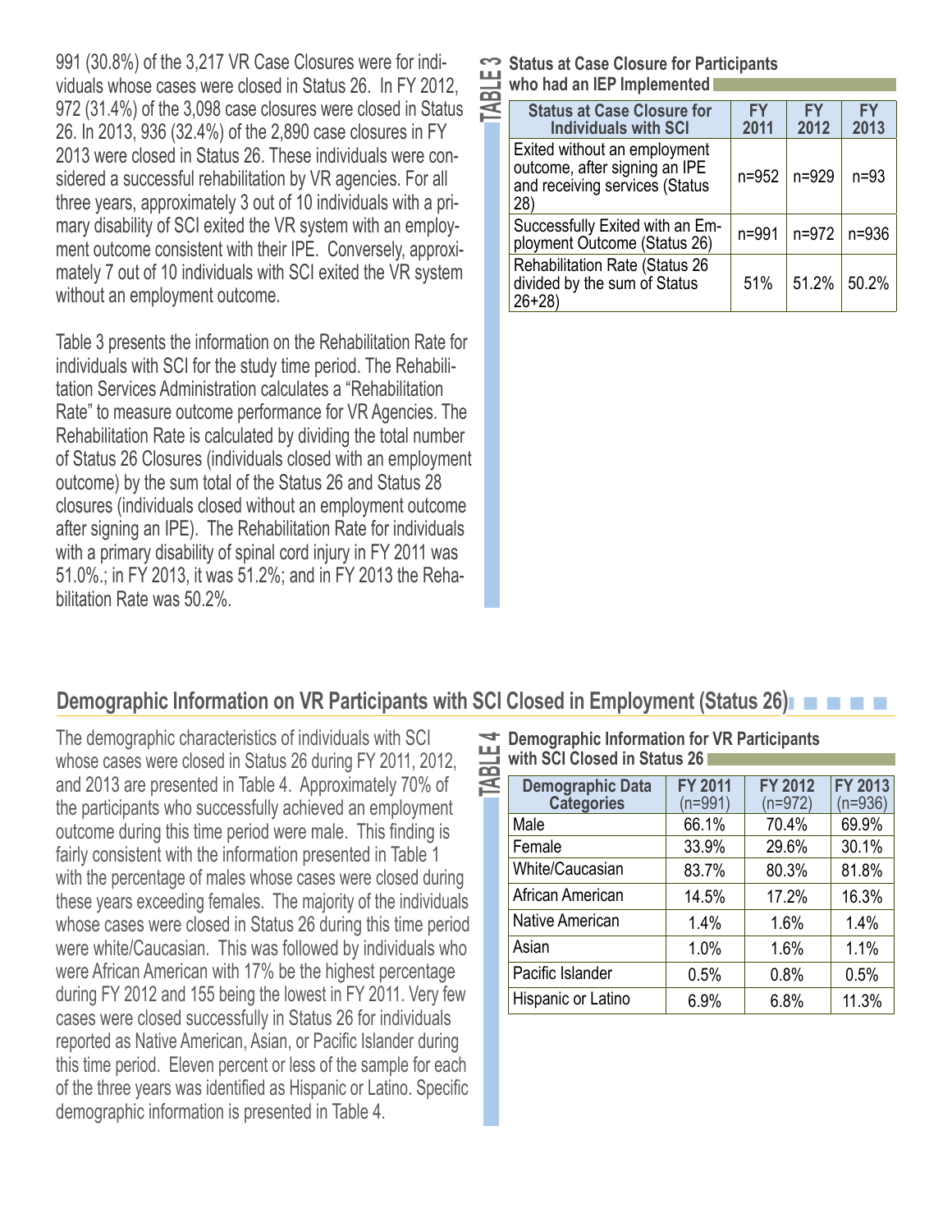991 (30.8%) of the 3,217 VR Case Closures were for individuals whose cases were closed in Status 26. In FY 2012, 972 (31.4%) of the 3,098 case closures were closed in Status 26. In 2013, 936 (32.4%) of the 2,890 case closures in FY 2013 were closed in Status 26. These individuals were considered a successful rehabilitation by VR agencies. For all three years, approximately 3 out of 10 individuals with a primary disability of SCI exited the VR system with an employment outcome consistent with their IPE. Conversely, approximately 7 out of 10 individuals with SCI exited the VR system without an employment outcome.

Table 3 presents the information on the Rehabilitation Rate for individuals with SCI for the study time period. The Rehabilitation Services Administration calculates a "Rehabilitation Rate" to measure outcome performance for VR Agencies. The Rehabilitation Rate is calculated by dividing the total number of Status 26 Closures (individuals closed with an employment outcome) by the sum total of the Status 26 and Status 28 closures (individuals closed without an employment outcome after signing an IPE). The Rehabilitation Rate for individuals with a primary disability of spinal cord injury in FY 2011 was 51.0%.; in FY 2013, it was 51.2%; and in FY 2013 the Rehabilitation Rate was 50.2%.

**TABLE 3 Status at Case Closure for Participants who had an IEP Implemented**

| Status at Case Closure for Individuals with SCI | FY 2011 | FY 2012 | FY 2013 |
|---|---|---|---|
| Exited without an employment outcome, after signing an IPE and receiving services (Status 28) | n=952 | n=929 | n=93 |
| Successfully Exited with an Employment Outcome (Status 26) | n=991 | n=972 | n=936 |
| Rehabilitation Rate (Status 26 divided by the sum of Status 26+28) | 51% | 51.2% | 50.2% |

## Demographic Information on VR Participants with SCI Closed in Employment (Status 26)

The demographic characteristics of individuals with SCI whose cases were closed in Status 26 during FY 2011, 2012, and 2013 are presented in Table 4. Approximately 70% of the participants who successfully achieved an employment outcome during this time period were male. This finding is fairly consistent with the information presented in Table 1 with the percentage of males whose cases were closed during these years exceeding females. The majority of the individuals whose cases were closed in Status 26 during this time period were white/Caucasian. This was followed by individuals who were African American with 17% be the highest percentage during FY 2012 and 155 being the lowest in FY 2011. Very few cases were closed successfully in Status 26 for individuals reported as Native American, Asian, or Pacific Islander during this time period. Eleven percent or less of the sample for each of the three years was identified as Hispanic or Latino. Specific demographic information is presented in Table 4.

**TABLE 4 Demographic Information for VR Participants with SCI Closed in Status 26**

| Demographic Data Categories | FY 2011 (n=991) | FY 2012 (n=972) | FY 2013 (n=936) |
|---|---|---|---|
| Male | 66.1% | 70.4% | 69.9% |
| Female | 33.9% | 29.6% | 30.1% |
| White/Caucasian | 83.7% | 80.3% | 81.8% |
| African American | 14.5% | 17.2% | 16.3% |
| Native American | 1.4% | 1.6% | 1.4% |
| Asian | 1.0% | 1.6% | 1.1% |
| Pacific Islander | 0.5% | 0.8% | 0.5% |
| Hispanic or Latino | 6.9% | 6.8% | 11.3% |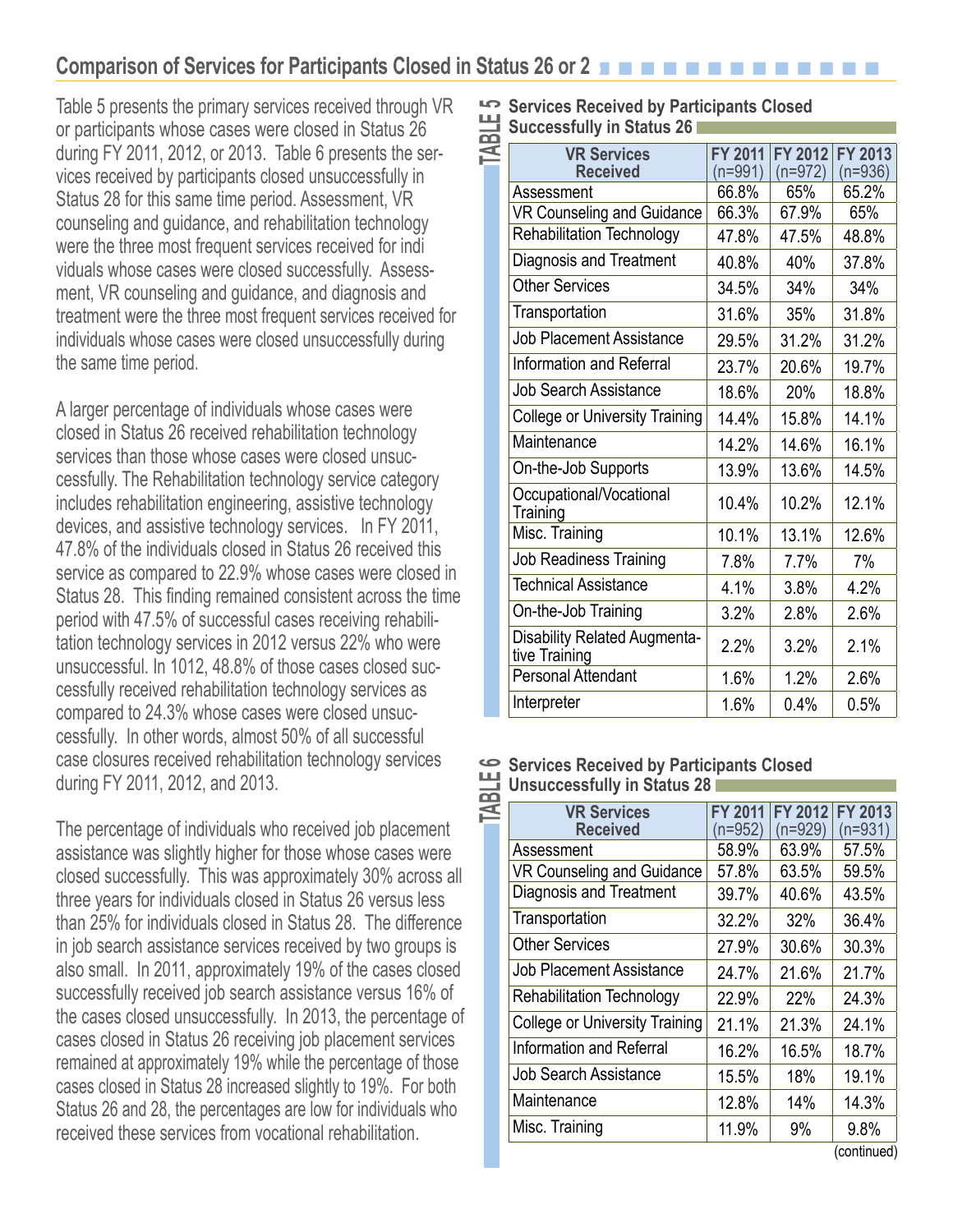## Comparison of Services for Participants Closed in Status 26 or 2

Table 5 presents the primary services received through VR or participants whose cases were closed in Status 26 during FY 2011, 2012, or 2013. Table 6 presents the services received by participants closed unsuccessfully in Status 28 for this same time period. Assessment, VR counseling and guidance, and rehabilitation technology were the three most frequent services received for indi viduals whose cases were closed successfully. Assessment, VR counseling and guidance, and diagnosis and treatment were the three most frequent services received for individuals whose cases were closed unsuccessfully during the same time period.

A larger percentage of individuals whose cases were closed in Status 26 received rehabilitation technology services than those whose cases were closed unsuccessfully. The Rehabilitation technology service category includes rehabilitation engineering, assistive technology devices, and assistive technology services. In FY 2011, 47.8% of the individuals closed in Status 26 received this service as compared to 22.9% whose cases were closed in Status 28. This finding remained consistent across the time period with 47.5% of successful cases receiving rehabilitation technology services in 2012 versus 22% who were unsuccessful. In 1012, 48.8% of those cases closed successfully received rehabilitation technology services as compared to 24.3% whose cases were closed unsuccessfully. In other words, almost 50% of all successful case closures received rehabilitation technology services during FY 2011, 2012, and 2013.

The percentage of individuals who received job placement assistance was slightly higher for those whose cases were closed successfully. This was approximately 30% across all three years for individuals closed in Status 26 versus less than 25% for individuals closed in Status 28. The difference in job search assistance services received by two groups is also small. In 2011, approximately 19% of the cases closed successfully received job search assistance versus 16% of the cases closed unsuccessfully. In 2013, the percentage of cases closed in Status 26 receiving job placement services remained at approximately 19% while the percentage of those cases closed in Status 28 increased slightly to 19%. For both Status 26 and 28, the percentages are low for individuals who received these services from vocational rehabilitation.

### TABLE 5 Services Received by Participants Closed Successfully in Status 26

| VR Services Received | FY 2011 (n=991) | FY 2012 (n=972) | FY 2013 (n=936) |
|---|---|---|---|
| Assessment | 66.8% | 65% | 65.2% |
| VR Counseling and Guidance | 66.3% | 67.9% | 65% |
| Rehabilitation Technology | 47.8% | 47.5% | 48.8% |
| Diagnosis and Treatment | 40.8% | 40% | 37.8% |
| Other Services | 34.5% | 34% | 34% |
| Transportation | 31.6% | 35% | 31.8% |
| Job Placement Assistance | 29.5% | 31.2% | 31.2% |
| Information and Referral | 23.7% | 20.6% | 19.7% |
| Job Search Assistance | 18.6% | 20% | 18.8% |
| College or University Training | 14.4% | 15.8% | 14.1% |
| Maintenance | 14.2% | 14.6% | 16.1% |
| On-the-Job Supports | 13.9% | 13.6% | 14.5% |
| Occupational/Vocational Training | 10.4% | 10.2% | 12.1% |
| Misc. Training | 10.1% | 13.1% | 12.6% |
| Job Readiness Training | 7.8% | 7.7% | 7% |
| Technical Assistance | 4.1% | 3.8% | 4.2% |
| On-the-Job Training | 3.2% | 2.8% | 2.6% |
| Disability Related Augmentative Training | 2.2% | 3.2% | 2.1% |
| Personal Attendant | 1.6% | 1.2% | 2.6% |
| Interpreter | 1.6% | 0.4% | 0.5% |

### TABLE 6 Services Received by Participants Closed Unsuccessfully in Status 28

| VR Services Received | FY 2011 (n=952) | FY 2012 (n=929) | FY 2013 (n=931) |
|---|---|---|---|
| Assessment | 58.9% | 63.9% | 57.5% |
| VR Counseling and Guidance | 57.8% | 63.5% | 59.5% |
| Diagnosis and Treatment | 39.7% | 40.6% | 43.5% |
| Transportation | 32.2% | 32% | 36.4% |
| Other Services | 27.9% | 30.6% | 30.3% |
| Job Placement Assistance | 24.7% | 21.6% | 21.7% |
| Rehabilitation Technology | 22.9% | 22% | 24.3% |
| College or University Training | 21.1% | 21.3% | 24.1% |
| Information and Referral | 16.2% | 16.5% | 18.7% |
| Job Search Assistance | 15.5% | 18% | 19.1% |
| Maintenance | 12.8% | 14% | 14.3% |
| Misc. Training | 11.9% | 9% | 9.8% |

(continued)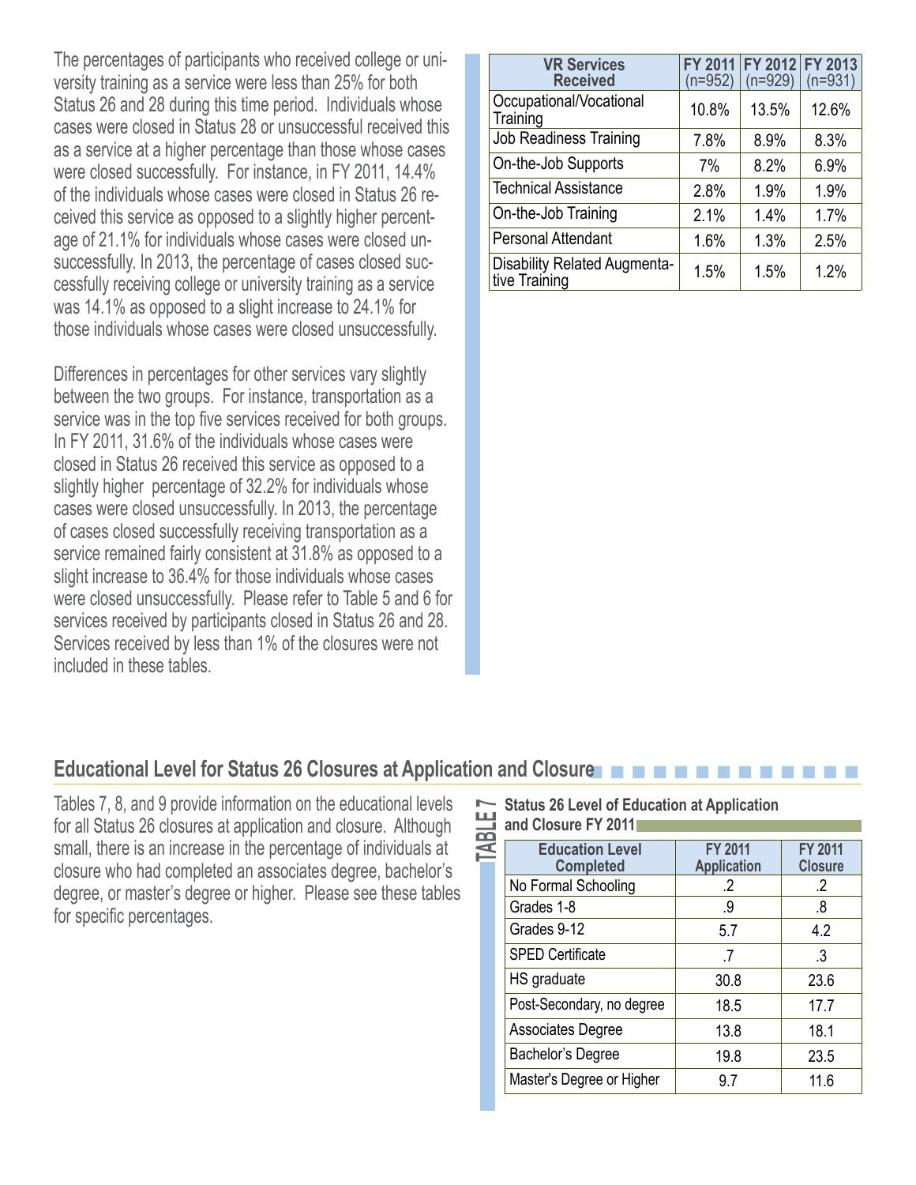The percentages of participants who received college or university training as a service were less than 25% for both Status 26 and 28 during this time period. Individuals whose cases were closed in Status 28 or unsuccessful received this as a service at a higher percentage than those whose cases were closed successfully. For instance, in FY 2011, 14.4% of the individuals whose cases were closed in Status 26 received this service as opposed to a slightly higher percentage of 21.1% for individuals whose cases were closed unsuccessfully. In 2013, the percentage of cases closed successfully receiving college or university training as a service was 14.1% as opposed to a slight increase to 24.1% for those individuals whose cases were closed unsuccessfully.

Differences in percentages for other services vary slightly between the two groups. For instance, transportation as a service was in the top five services received for both groups. In FY 2011, 31.6% of the individuals whose cases were closed in Status 26 received this service as opposed to a slightly higher percentage of 32.2% for individuals whose cases were closed unsuccessfully. In 2013, the percentage of cases closed successfully receiving transportation as a service remained fairly consistent at 31.8% as opposed to a slight increase to 36.4% for those individuals whose cases were closed unsuccessfully. Please refer to Table 5 and 6 for services received by participants closed in Status 26 and 28. Services received by less than 1% of the closures were not included in these tables.

| VR Services Received | FY 2011 (n=952) | FY 2012 (n=929) | FY 2013 (n=931) |
|---|---|---|---|
| Occupational/Vocational Training | 10.8% | 13.5% | 12.6% |
| Job Readiness Training | 7.8% | 8.9% | 8.3% |
| On-the-Job Supports | 7% | 8.2% | 6.9% |
| Technical Assistance | 2.8% | 1.9% | 1.9% |
| On-the-Job Training | 2.1% | 1.4% | 1.7% |
| Personal Attendant | 1.6% | 1.3% | 2.5% |
| Disability Related Augmentative Training | 1.5% | 1.5% | 1.2% |

## Educational Level for Status 26 Closures at Application and Closure

Tables 7, 8, and 9 provide information on the educational levels for all Status 26 closures at application and closure. Although small, there is an increase in the percentage of individuals at closure who had completed an associates degree, bachelor's degree, or master's degree or higher. Please see these tables for specific percentages.

**TABLE 7 Status 26 Level of Education at Application and Closure FY 2011**

| Education Level Completed | FY 2011 Application | FY 2011 Closure |
|---|---|---|
| No Formal Schooling | .2 | .2 |
| Grades 1-8 | .9 | .8 |
| Grades 9-12 | 5.7 | 4.2 |
| SPED Certificate | .7 | .3 |
| HS graduate | 30.8 | 23.6 |
| Post-Secondary, no degree | 18.5 | 17.7 |
| Associates Degree | 13.8 | 18.1 |
| Bachelor's Degree | 19.8 | 23.5 |
| Master's Degree or Higher | 9.7 | 11.6 |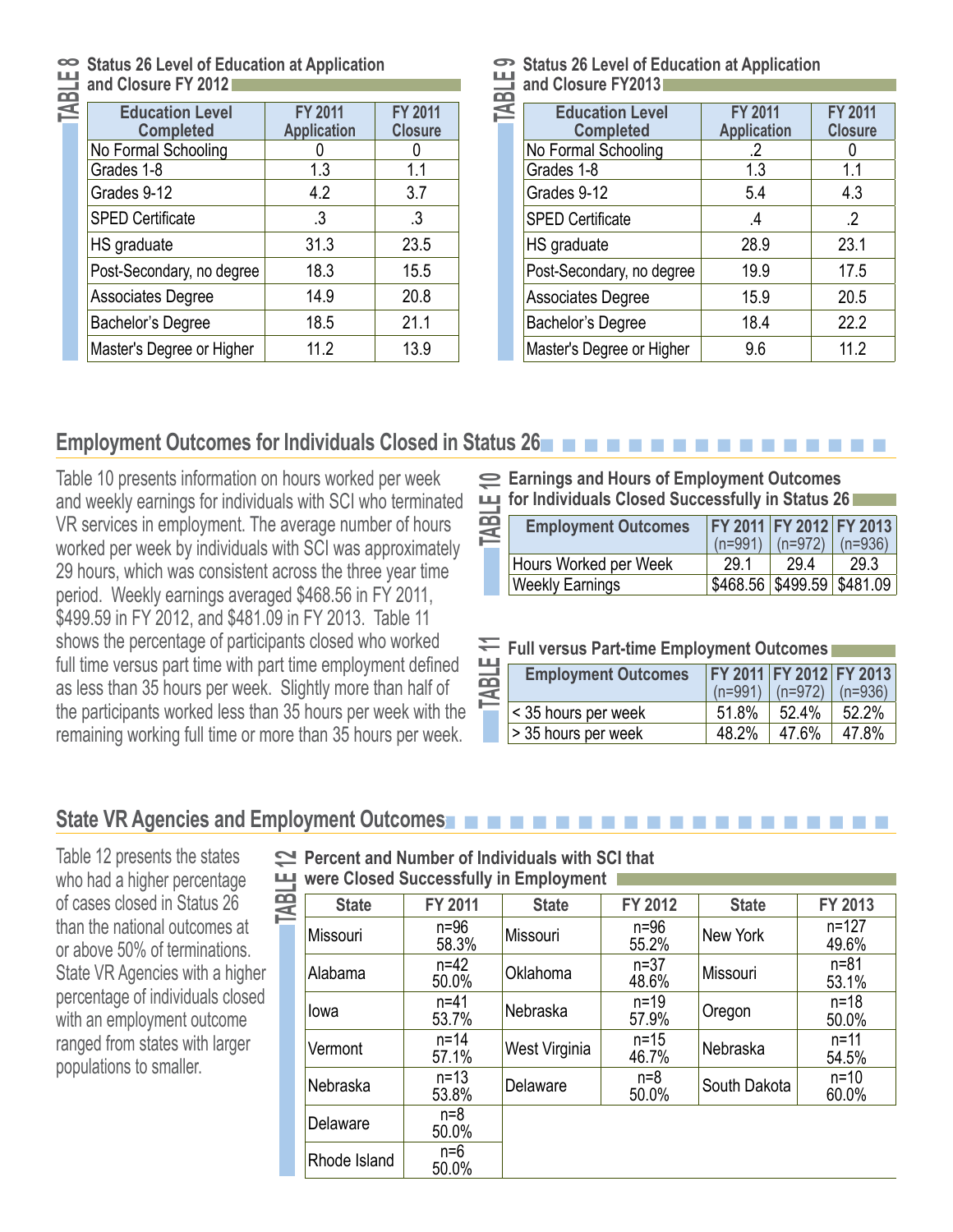**TABLE 8** Status 26 Level of Education at Application and Closure FY 2012

| Education Level Completed | FY 2011 Application | FY 2011 Closure |
|---|---|---|
| No Formal Schooling | 0 | 0 |
| Grades 1-8 | 1.3 | 1.1 |
| Grades 9-12 | 4.2 | 3.7 |
| SPED Certificate | .3 | .3 |
| HS graduate | 31.3 | 23.5 |
| Post-Secondary, no degree | 18.3 | 15.5 |
| Associates Degree | 14.9 | 20.8 |
| Bachelor's Degree | 18.5 | 21.1 |
| Master's Degree or Higher | 11.2 | 13.9 |

**TABLE 9** Status 26 Level of Education at Application and Closure FY2013

| Education Level Completed | FY 2011 Application | FY 2011 Closure |
|---|---|---|
| No Formal Schooling | .2 | 0 |
| Grades 1-8 | 1.3 | 1.1 |
| Grades 9-12 | 5.4 | 4.3 |
| SPED Certificate | .4 | .2 |
| HS graduate | 28.9 | 23.1 |
| Post-Secondary, no degree | 19.9 | 17.5 |
| Associates Degree | 15.9 | 20.5 |
| Bachelor's Degree | 18.4 | 22.2 |
| Master's Degree or Higher | 9.6 | 11.2 |

## Employment Outcomes for Individuals Closed in Status 26

Table 10 presents information on hours worked per week and weekly earnings for individuals with SCI who terminated VR services in employment. The average number of hours worked per week by individuals with SCI was approximately 29 hours, which was consistent across the three year time period. Weekly earnings averaged $468.56 in FY 2011, $499.59 in FY 2012, and $481.09 in FY 2013. Table 11 shows the percentage of participants closed who worked full time versus part time with part time employment defined as less than 35 hours per week. Slightly more than half of the participants worked less than 35 hours per week with the remaining working full time or more than 35 hours per week.

**TABLE 10** Earnings and Hours of Employment Outcomes for Individuals Closed Successfully in Status 26

| Employment Outcomes | FY 2011 (n=991) | FY 2012 (n=972) | FY 2013 (n=936) |
|---|---|---|---|
| Hours Worked per Week | 29.1 | 29.4 | 29.3 |
| Weekly Earnings | $468.56 | $499.59 | $481.09 |

**TABLE 11** Full versus Part-time Employment Outcomes

| Employment Outcomes | FY 2011 (n=991) | FY 2012 (n=972) | FY 2013 (n=936) |
|---|---|---|---|
| < 35 hours per week | 51.8% | 52.4% | 52.2% |
| > 35 hours per week | 48.2% | 47.6% | 47.8% |

## State VR Agencies and Employment Outcomes

Table 12 presents the states who had a higher percentage of cases closed in Status 26 than the national outcomes at or above 50% of terminations. State VR Agencies with a higher percentage of individuals closed with an employment outcome ranged from states with larger populations to smaller.

**TABLE 12** Percent and Number of Individuals with SCI that were Closed Successfully in Employment

| State | FY 2011 | State | FY 2012 | State | FY 2013 |
|---|---|---|---|---|---|
| Missouri | n=96 58.3% | Missouri | n=96 55.2% | New York | n=127 49.6% |
| Alabama | n=42 50.0% | Oklahoma | n=37 48.6% | Missouri | n=81 53.1% |
| Iowa | n=41 53.7% | Nebraska | n=19 57.9% | Oregon | n=18 50.0% |
| Vermont | n=14 57.1% | West Virginia | n=15 46.7% | Nebraska | n=11 54.5% |
| Nebraska | n=13 53.8% | Delaware | n=8 50.0% | South Dakota | n=10 60.0% |
| Delaware | n=8 50.0% | | | | |
| Rhode Island | n=6 50.0% | | | | |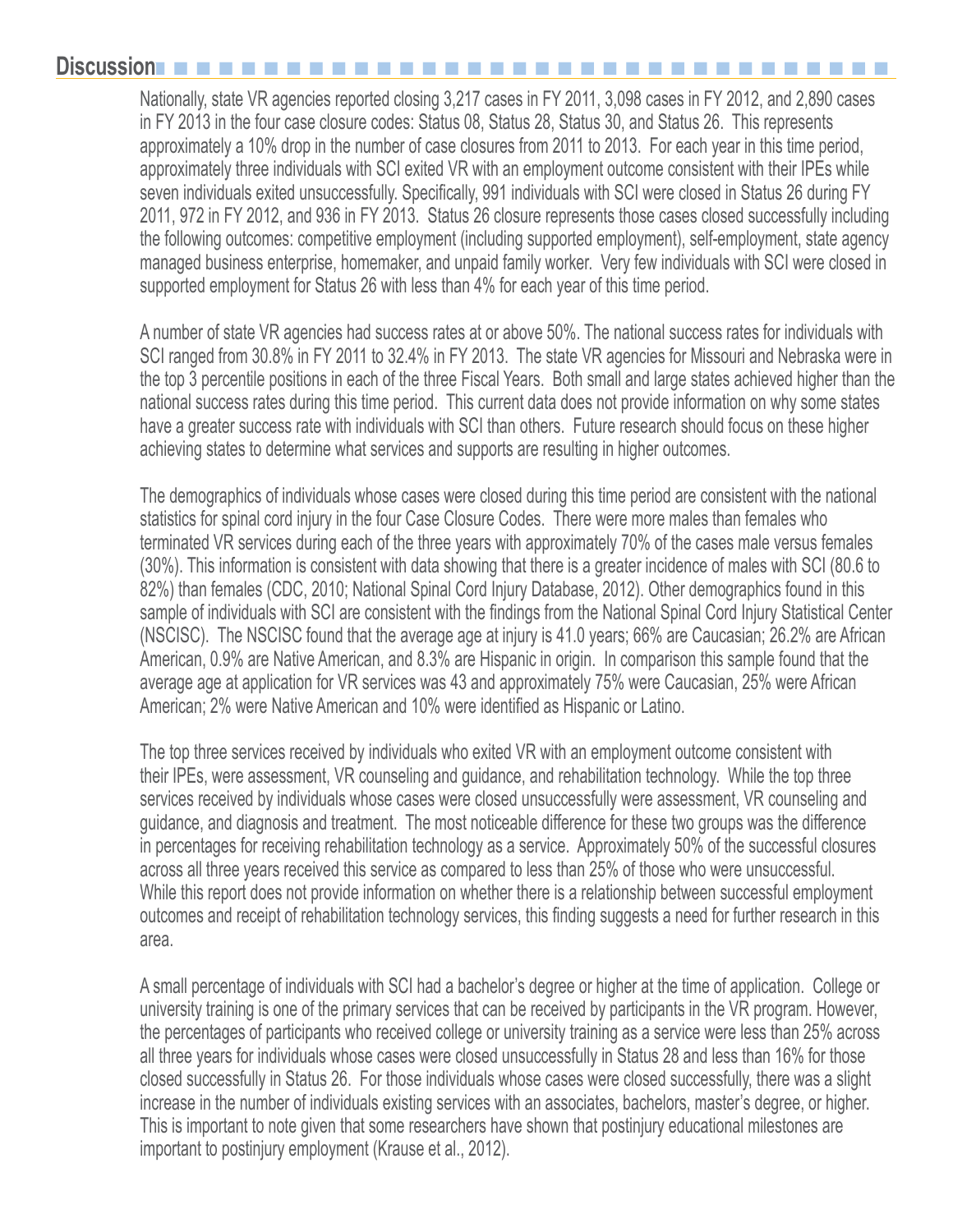## Discussion

Nationally, state VR agencies reported closing 3,217 cases in FY 2011, 3,098 cases in FY 2012, and 2,890 cases in FY 2013 in the four case closure codes: Status 08, Status 28, Status 30, and Status 26. This represents approximately a 10% drop in the number of case closures from 2011 to 2013. For each year in this time period, approximately three individuals with SCI exited VR with an employment outcome consistent with their IPEs while seven individuals exited unsuccessfully. Specifically, 991 individuals with SCI were closed in Status 26 during FY 2011, 972 in FY 2012, and 936 in FY 2013. Status 26 closure represents those cases closed successfully including the following outcomes: competitive employment (including supported employment), self-employment, state agency managed business enterprise, homemaker, and unpaid family worker. Very few individuals with SCI were closed in supported employment for Status 26 with less than 4% for each year of this time period.

A number of state VR agencies had success rates at or above 50%. The national success rates for individuals with SCI ranged from 30.8% in FY 2011 to 32.4% in FY 2013. The state VR agencies for Missouri and Nebraska were in the top 3 percentile positions in each of the three Fiscal Years. Both small and large states achieved higher than the national success rates during this time period. This current data does not provide information on why some states have a greater success rate with individuals with SCI than others. Future research should focus on these higher achieving states to determine what services and supports are resulting in higher outcomes.

The demographics of individuals whose cases were closed during this time period are consistent with the national statistics for spinal cord injury in the four Case Closure Codes. There were more males than females who terminated VR services during each of the three years with approximately 70% of the cases male versus females (30%). This information is consistent with data showing that there is a greater incidence of males with SCI (80.6 to 82%) than females (CDC, 2010; National Spinal Cord Injury Database, 2012). Other demographics found in this sample of individuals with SCI are consistent with the findings from the National Spinal Cord Injury Statistical Center (NSCISC). The NSCISC found that the average age at injury is 41.0 years; 66% are Caucasian; 26.2% are African American, 0.9% are Native American, and 8.3% are Hispanic in origin. In comparison this sample found that the average age at application for VR services was 43 and approximately 75% were Caucasian, 25% were African American; 2% were Native American and 10% were identified as Hispanic or Latino.

The top three services received by individuals who exited VR with an employment outcome consistent with their IPEs, were assessment, VR counseling and guidance, and rehabilitation technology. While the top three services received by individuals whose cases were closed unsuccessfully were assessment, VR counseling and guidance, and diagnosis and treatment. The most noticeable difference for these two groups was the difference in percentages for receiving rehabilitation technology as a service. Approximately 50% of the successful closures across all three years received this service as compared to less than 25% of those who were unsuccessful. While this report does not provide information on whether there is a relationship between successful employment outcomes and receipt of rehabilitation technology services, this finding suggests a need for further research in this area.

A small percentage of individuals with SCI had a bachelor's degree or higher at the time of application. College or university training is one of the primary services that can be received by participants in the VR program. However, the percentages of participants who received college or university training as a service were less than 25% across all three years for individuals whose cases were closed unsuccessfully in Status 28 and less than 16% for those closed successfully in Status 26. For those individuals whose cases were closed successfully, there was a slight increase in the number of individuals existing services with an associates, bachelors, master's degree, or higher. This is important to note given that some researchers have shown that postinjury educational milestones are important to postinjury employment (Krause et al., 2012).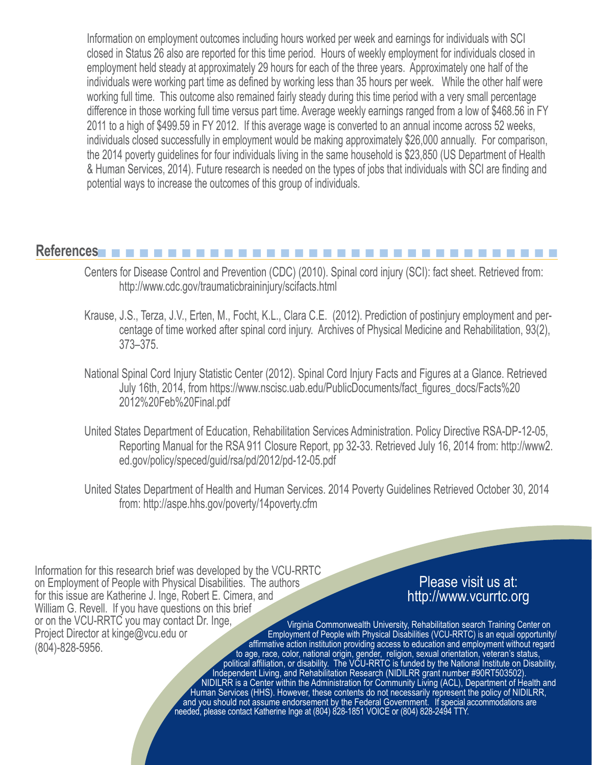Information on employment outcomes including hours worked per week and earnings for individuals with SCI closed in Status 26 also are reported for this time period. Hours of weekly employment for individuals closed in employment held steady at approximately 29 hours for each of the three years. Approximately one half of the individuals were working part time as defined by working less than 35 hours per week. While the other half were working full time. This outcome also remained fairly steady during this time period with a very small percentage difference in those working full time versus part time. Average weekly earnings ranged from a low of $468.56 in FY 2011 to a high of $499.59 in FY 2012. If this average wage is converted to an annual income across 52 weeks, individuals closed successfully in employment would be making approximately $26,000 annually. For comparison, the 2014 poverty guidelines for four individuals living in the same household is $23,850 (US Department of Health & Human Services, 2014). Future research is needed on the types of jobs that individuals with SCI are finding and potential ways to increase the outcomes of this group of individuals.

## References

Centers for Disease Control and Prevention (CDC) (2010). Spinal cord injury (SCI): fact sheet. Retrieved from: http://www.cdc.gov/traumaticbraininjury/scifacts.html

Krause, J.S., Terza, J.V., Erten, M., Focht, K.L., Clara C.E. (2012). Prediction of postinjury employment and percentage of time worked after spinal cord injury. Archives of Physical Medicine and Rehabilitation, 93(2), 373–375.

National Spinal Cord Injury Statistic Center (2012). Spinal Cord Injury Facts and Figures at a Glance. Retrieved July 16th, 2014, from https://www.nscisc.uab.edu/PublicDocuments/fact_figures_docs/Facts%20 2012%20Feb%20Final.pdf

United States Department of Education, Rehabilitation Services Administration. Policy Directive RSA-DP-12-05, Reporting Manual for the RSA 911 Closure Report, pp 32-33. Retrieved July 16, 2014 from: http://www2.ed.gov/policy/speced/guid/rsa/pd/2012/pd-12-05.pdf

United States Department of Health and Human Services. 2014 Poverty Guidelines Retrieved October 30, 2014 from: http://aspe.hhs.gov/poverty/14poverty.cfm

Information for this research brief was developed by the VCU-RRTC on Employment of People with Physical Disabilities. The authors for this issue are Katherine J. Inge, Robert E. Cimera, and William G. Revell. If you have questions on this brief or on the VCU-RRTC you may contact Dr. Inge, Project Director at kinge@vcu.edu or (804)-828-5956.

Please visit us at:
http://www.vcurrtc.org

Virginia Commonwealth University, Rehabilitation search Training Center on Employment of People with Physical Disabilities (VCU-RRTC) is an equal opportunity/ affirmative action institution providing access to education and employment without regard to age, race, color, national origin, gender, religion, sexual orientation, veteran's status, political affiliation, or disability. The VCU-RRTC is funded by the National Institute on Disability, Independent Living, and Rehabilitation Research (NIDILRR grant number #90RT503502). NIDILRR is a Center within the Administration for Community Living (ACL), Department of Health and Human Services (HHS). However, these contents do not necessarily represent the policy of NIDILRR, and you should not assume endorsement by the Federal Government. If special accommodations are needed, please contact Katherine Inge at (804) 828-1851 VOICE or (804) 828-2494 TTY.